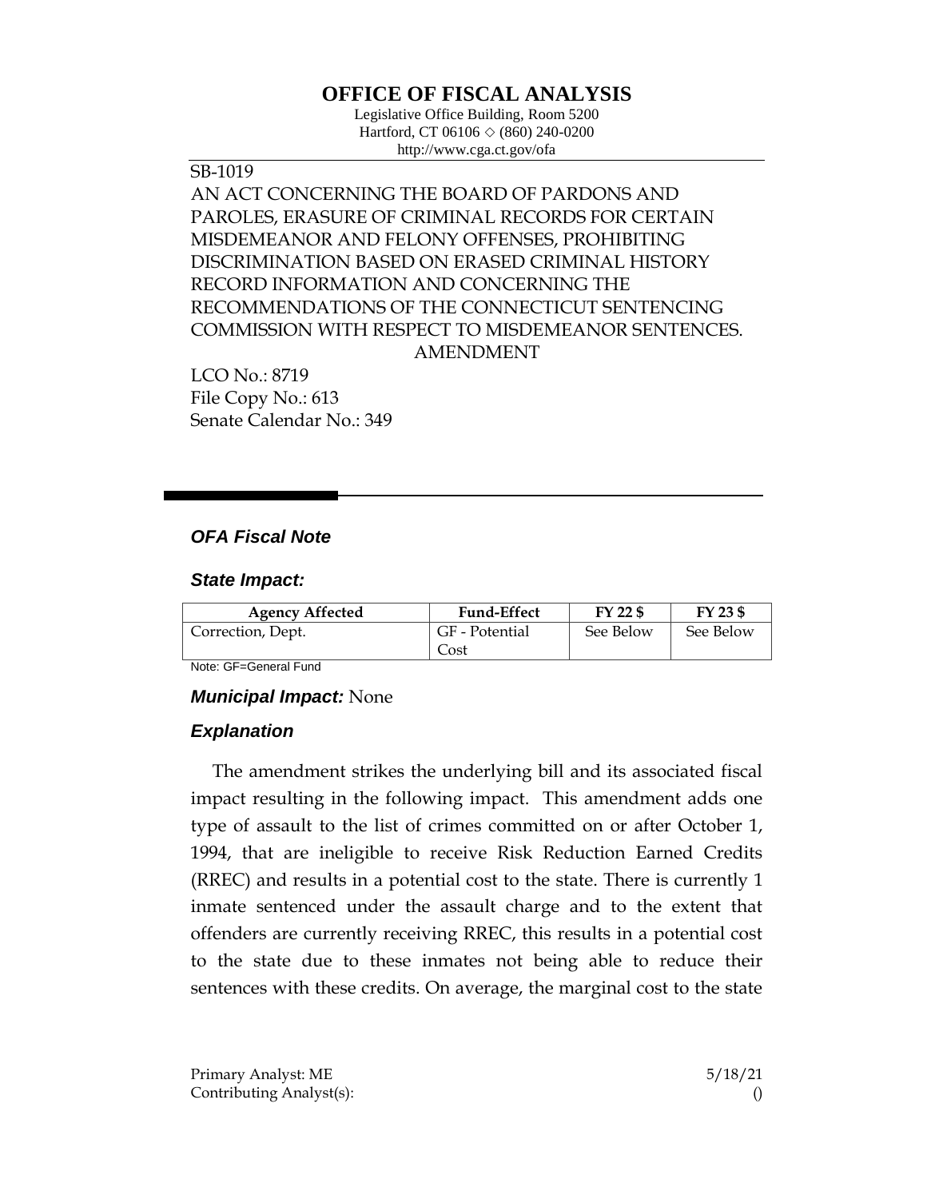# OFFICE OF FISCAL ANALYSIS

Legislative Office Building, Room 5200
Hartford, CT 06106 ◇ (860) 240-0200
http://www.cga.ct.gov/ofa

SB-1019

AN ACT CONCERNING THE BOARD OF PARDONS AND PAROLES, ERASURE OF CRIMINAL RECORDS FOR CERTAIN MISDEMEANOR AND FELONY OFFENSES, PROHIBITING DISCRIMINATION BASED ON ERASED CRIMINAL HISTORY RECORD INFORMATION AND CONCERNING THE RECOMMENDATIONS OF THE CONNECTICUT SENTENCING COMMISSION WITH RESPECT TO MISDEMEANOR SENTENCES.

AMENDMENT

LCO No.: 8719
File Copy No.: 613
Senate Calendar No.: 349

## *OFA Fiscal Note*

### *State Impact:*

| Agency Affected | Fund-Effect | FY 22 $ | FY 23 $ |
|---|---|---|---|
| Correction, Dept. | GF - Potential Cost | See Below | See Below |

Note: GF=General Fund

### *Municipal Impact:* None

### *Explanation*

The amendment strikes the underlying bill and its associated fiscal impact resulting in the following impact. This amendment adds one type of assault to the list of crimes committed on or after October 1, 1994, that are ineligible to receive Risk Reduction Earned Credits (RREC) and results in a potential cost to the state. There is currently 1 inmate sentenced under the assault charge and to the extent that offenders are currently receiving RREC, this results in a potential cost to the state due to these inmates not being able to reduce their sentences with these credits. On average, the marginal cost to the state

Primary Analyst: ME
Contributing Analyst(s):

5/18/21
()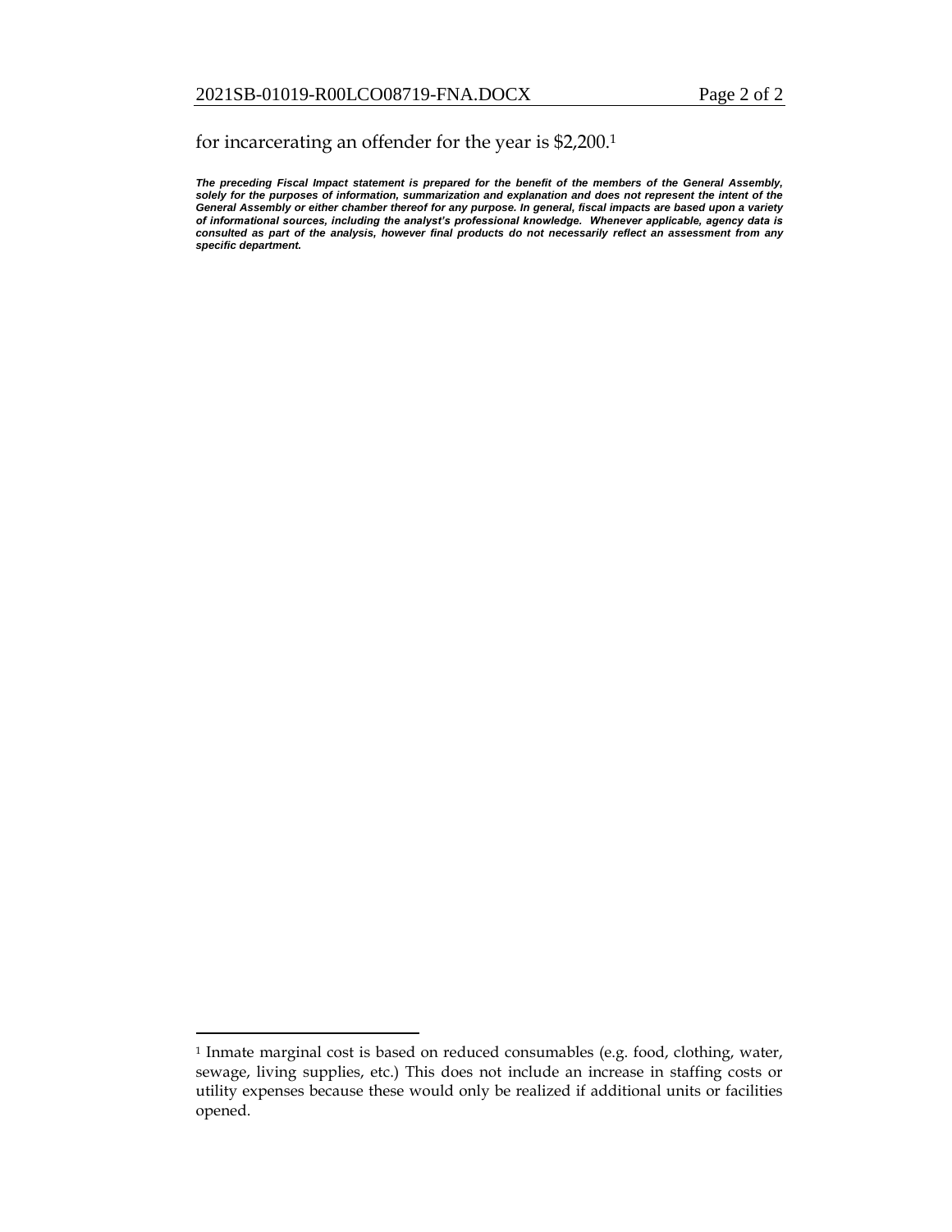for incarcerating an offender for the year is $2,200.[1]

***The preceding Fiscal Impact statement is prepared for the benefit of the members of the General Assembly, solely for the purposes of information, summarization and explanation and does not represent the intent of the General Assembly or either chamber thereof for any purpose. In general, fiscal impacts are based upon a variety of informational sources, including the analyst's professional knowledge. Whenever applicable, agency data is consulted as part of the analysis, however final products do not necessarily reflect an assessment from any specific department.***

---

[1] Inmate marginal cost is based on reduced consumables (e.g. food, clothing, water, sewage, living supplies, etc.) This does not include an increase in staffing costs or utility expenses because these would only be realized if additional units or facilities opened.